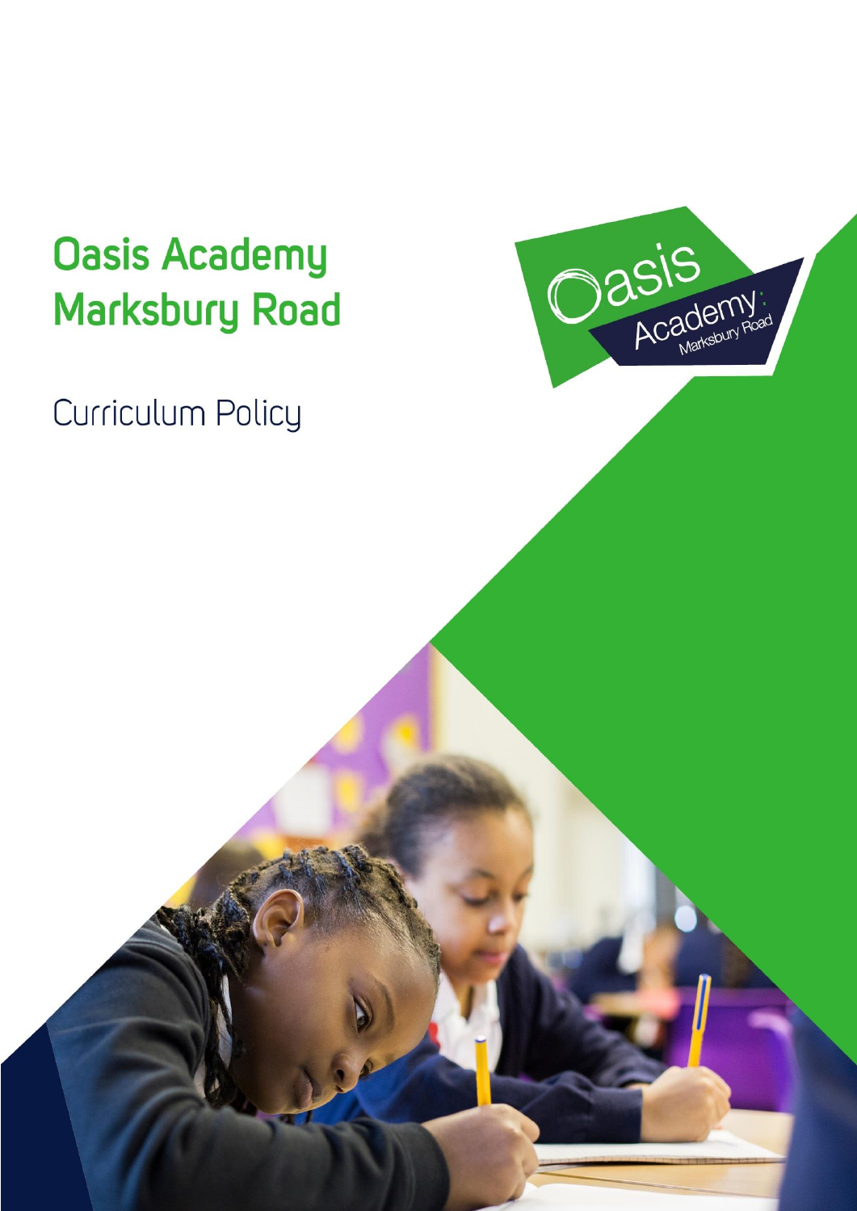# Oasis Academy Marksbury Road

Curriculum Policy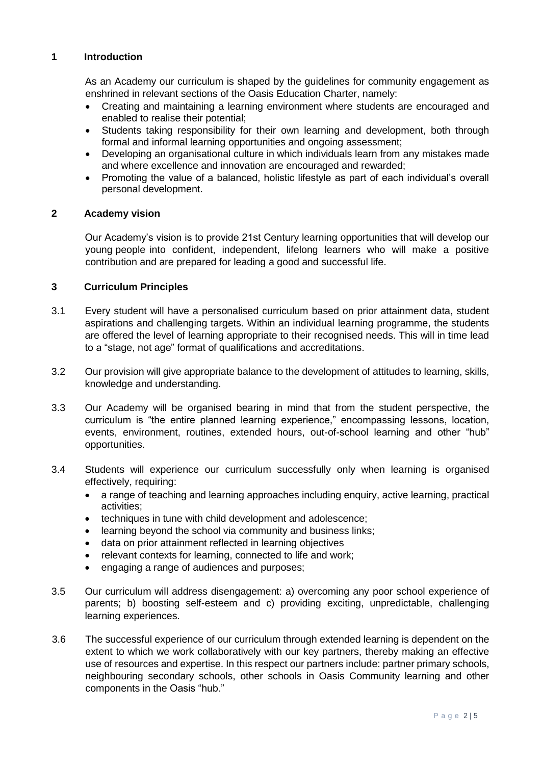## 1 Introduction

As an Academy our curriculum is shaped by the guidelines for community engagement as enshrined in relevant sections of the Oasis Education Charter, namely:

- Creating and maintaining a learning environment where students are encouraged and enabled to realise their potential;
- Students taking responsibility for their own learning and development, both through formal and informal learning opportunities and ongoing assessment;
- Developing an organisational culture in which individuals learn from any mistakes made and where excellence and innovation are encouraged and rewarded;
- Promoting the value of a balanced, holistic lifestyle as part of each individual's overall personal development.

## 2 Academy vision

Our Academy's vision is to provide 21st Century learning opportunities that will develop our young people into confident, independent, lifelong learners who will make a positive contribution and are prepared for leading a good and successful life.

## 3 Curriculum Principles

3.1 Every student will have a personalised curriculum based on prior attainment data, student aspirations and challenging targets. Within an individual learning programme, the students are offered the level of learning appropriate to their recognised needs. This will in time lead to a "stage, not age" format of qualifications and accreditations.

3.2 Our provision will give appropriate balance to the development of attitudes to learning, skills, knowledge and understanding.

3.3 Our Academy will be organised bearing in mind that from the student perspective, the curriculum is "the entire planned learning experience," encompassing lessons, location, events, environment, routines, extended hours, out-of-school learning and other "hub" opportunities.

3.4 Students will experience our curriculum successfully only when learning is organised effectively, requiring:

- a range of teaching and learning approaches including enquiry, active learning, practical activities;
- techniques in tune with child development and adolescence;
- learning beyond the school via community and business links;
- data on prior attainment reflected in learning objectives
- relevant contexts for learning, connected to life and work;
- engaging a range of audiences and purposes;

3.5 Our curriculum will address disengagement: a) overcoming any poor school experience of parents; b) boosting self-esteem and c) providing exciting, unpredictable, challenging learning experiences.

3.6 The successful experience of our curriculum through extended learning is dependent on the extent to which we work collaboratively with our key partners, thereby making an effective use of resources and expertise. In this respect our partners include: partner primary schools, neighbouring secondary schools, other schools in Oasis Community learning and other components in the Oasis "hub."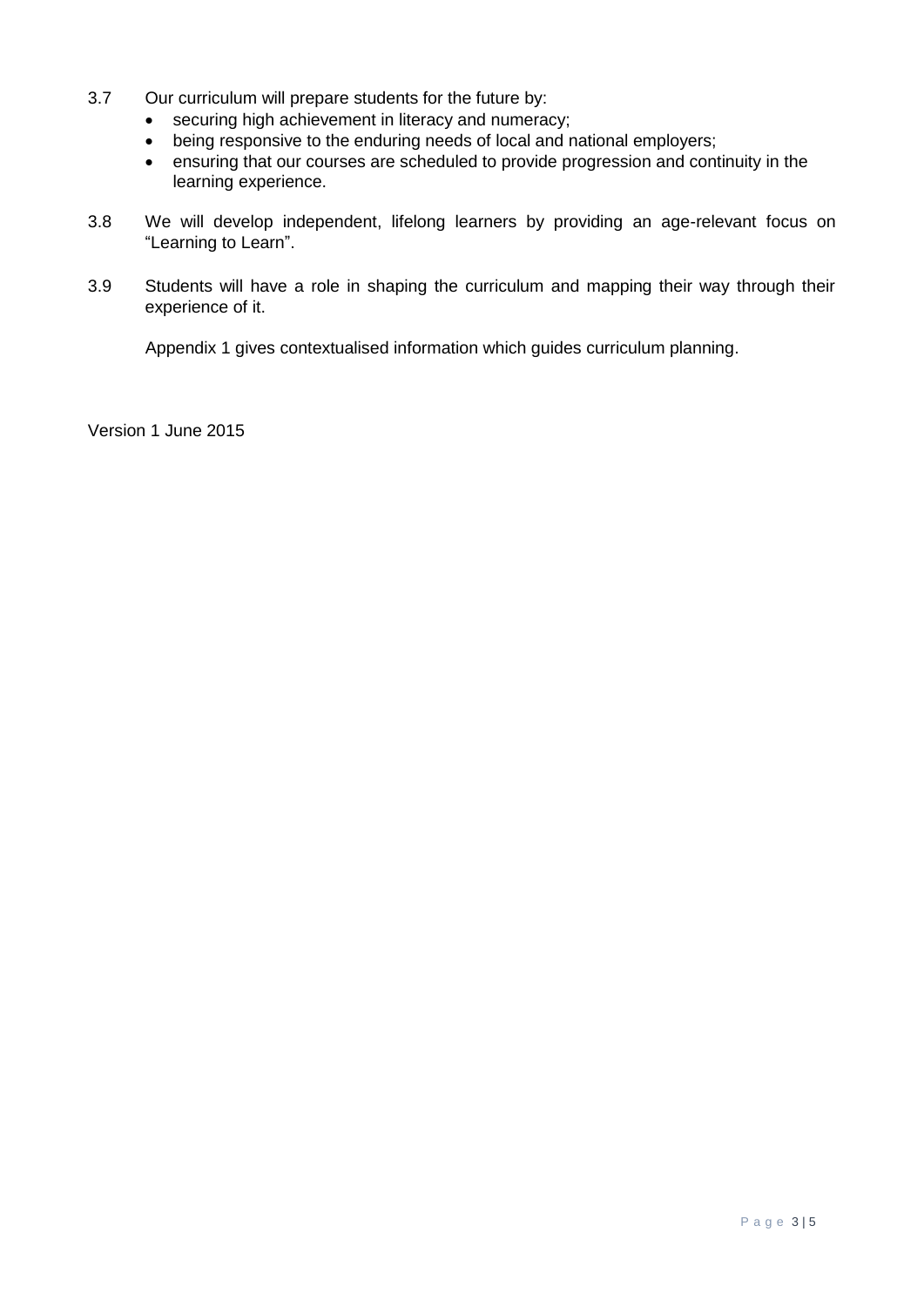3.7 Our curriculum will prepare students for the future by:

- securing high achievement in literacy and numeracy;
- being responsive to the enduring needs of local and national employers;
- ensuring that our courses are scheduled to provide progression and continuity in the learning experience.

3.8 We will develop independent, lifelong learners by providing an age-relevant focus on "Learning to Learn".

3.9 Students will have a role in shaping the curriculum and mapping their way through their experience of it.

Appendix 1 gives contextualised information which guides curriculum planning.

Version 1 June 2015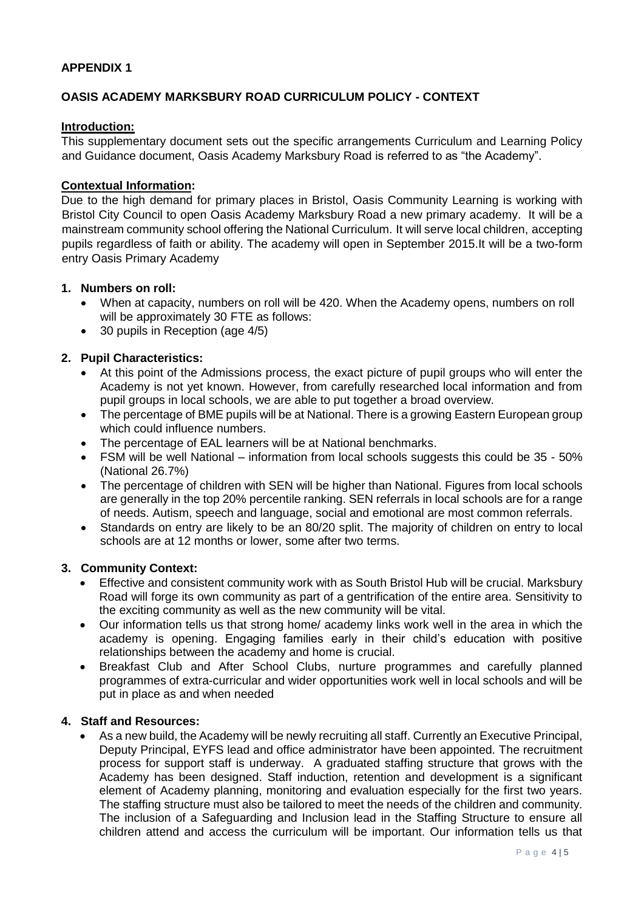**APPENDIX 1**

**OASIS ACADEMY MARKSBURY ROAD CURRICULUM POLICY - CONTEXT**

**Introduction:**

This supplementary document sets out the specific arrangements Curriculum and Learning Policy and Guidance document, Oasis Academy Marksbury Road is referred to as "the Academy".

**Contextual Information:**

Due to the high demand for primary places in Bristol, Oasis Community Learning is working with Bristol City Council to open Oasis Academy Marksbury Road a new primary academy. It will be a mainstream community school offering the National Curriculum. It will serve local children, accepting pupils regardless of faith or ability. The academy will open in September 2015.It will be a two-form entry Oasis Primary Academy

1. **Numbers on roll:**
   - When at capacity, numbers on roll will be 420. When the Academy opens, numbers on roll will be approximately 30 FTE as follows:
   - 30 pupils in Reception (age 4/5)

2. **Pupil Characteristics:**
   - At this point of the Admissions process, the exact picture of pupil groups who will enter the Academy is not yet known. However, from carefully researched local information and from pupil groups in local schools, we are able to put together a broad overview.
   - The percentage of BME pupils will be at National. There is a growing Eastern European group which could influence numbers.
   - The percentage of EAL learners will be at National benchmarks.
   - FSM will be well National – information from local schools suggests this could be 35 - 50% (National 26.7%)
   - The percentage of children with SEN will be higher than National. Figures from local schools are generally in the top 20% percentile ranking. SEN referrals in local schools are for a range of needs. Autism, speech and language, social and emotional are most common referrals.
   - Standards on entry are likely to be an 80/20 split. The majority of children on entry to local schools are at 12 months or lower, some after two terms.

3. **Community Context:**
   - Effective and consistent community work with as South Bristol Hub will be crucial. Marksbury Road will forge its own community as part of a gentrification of the entire area. Sensitivity to the exciting community as well as the new community will be vital.
   - Our information tells us that strong home/ academy links work well in the area in which the academy is opening. Engaging families early in their child's education with positive relationships between the academy and home is crucial.
   - Breakfast Club and After School Clubs, nurture programmes and carefully planned programmes of extra-curricular and wider opportunities work well in local schools and will be put in place as and when needed

4. **Staff and Resources:**
   - As a new build, the Academy will be newly recruiting all staff. Currently an Executive Principal, Deputy Principal, EYFS lead and office administrator have been appointed. The recruitment process for support staff is underway. A graduated staffing structure that grows with the Academy has been designed. Staff induction, retention and development is a significant element of Academy planning, monitoring and evaluation especially for the first two years. The staffing structure must also be tailored to meet the needs of the children and community. The inclusion of a Safeguarding and Inclusion lead in the Staffing Structure to ensure all children attend and access the curriculum will be important. Our information tells us that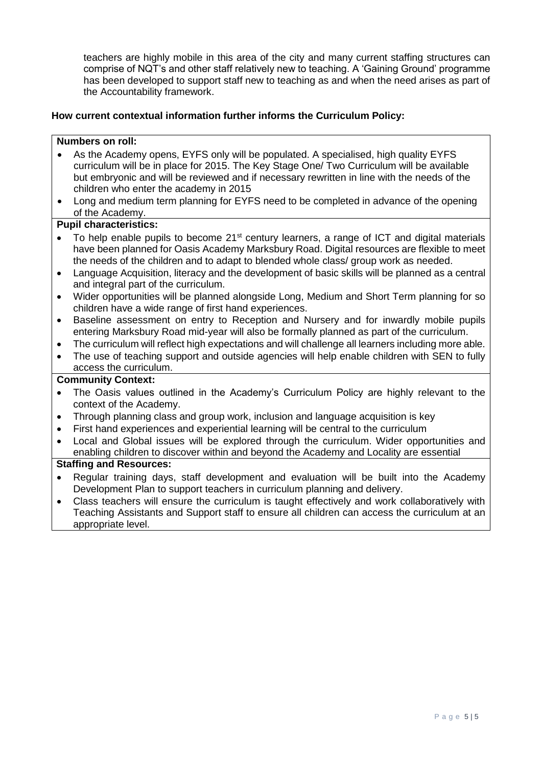teachers are highly mobile in this area of the city and many current staffing structures can comprise of NQT's and other staff relatively new to teaching. A 'Gaining Ground' programme has been developed to support staff new to teaching as and when the need arises as part of the Accountability framework.

**How current contextual information further informs the Curriculum Policy:**

**Numbers on roll:**

- As the Academy opens, EYFS only will be populated. A specialised, high quality EYFS curriculum will be in place for 2015. The Key Stage One/ Two Curriculum will be available but embryonic and will be reviewed and if necessary rewritten in line with the needs of the children who enter the academy in 2015
- Long and medium term planning for EYFS need to be completed in advance of the opening of the Academy.

**Pupil characteristics:**

- To help enable pupils to become 21st century learners, a range of ICT and digital materials have been planned for Oasis Academy Marksbury Road. Digital resources are flexible to meet the needs of the children and to adapt to blended whole class/ group work as needed.
- Language Acquisition, literacy and the development of basic skills will be planned as a central and integral part of the curriculum.
- Wider opportunities will be planned alongside Long, Medium and Short Term planning for so children have a wide range of first hand experiences.
- Baseline assessment on entry to Reception and Nursery and for inwardly mobile pupils entering Marksbury Road mid-year will also be formally planned as part of the curriculum.
- The curriculum will reflect high expectations and will challenge all learners including more able.
- The use of teaching support and outside agencies will help enable children with SEN to fully access the curriculum.

**Community Context:**

- The Oasis values outlined in the Academy's Curriculum Policy are highly relevant to the context of the Academy.
- Through planning class and group work, inclusion and language acquisition is key
- First hand experiences and experiential learning will be central to the curriculum
- Local and Global issues will be explored through the curriculum. Wider opportunities and enabling children to discover within and beyond the Academy and Locality are essential

**Staffing and Resources:**

- Regular training days, staff development and evaluation will be built into the Academy Development Plan to support teachers in curriculum planning and delivery.
- Class teachers will ensure the curriculum is taught effectively and work collaboratively with Teaching Assistants and Support staff to ensure all children can access the curriculum at an appropriate level.